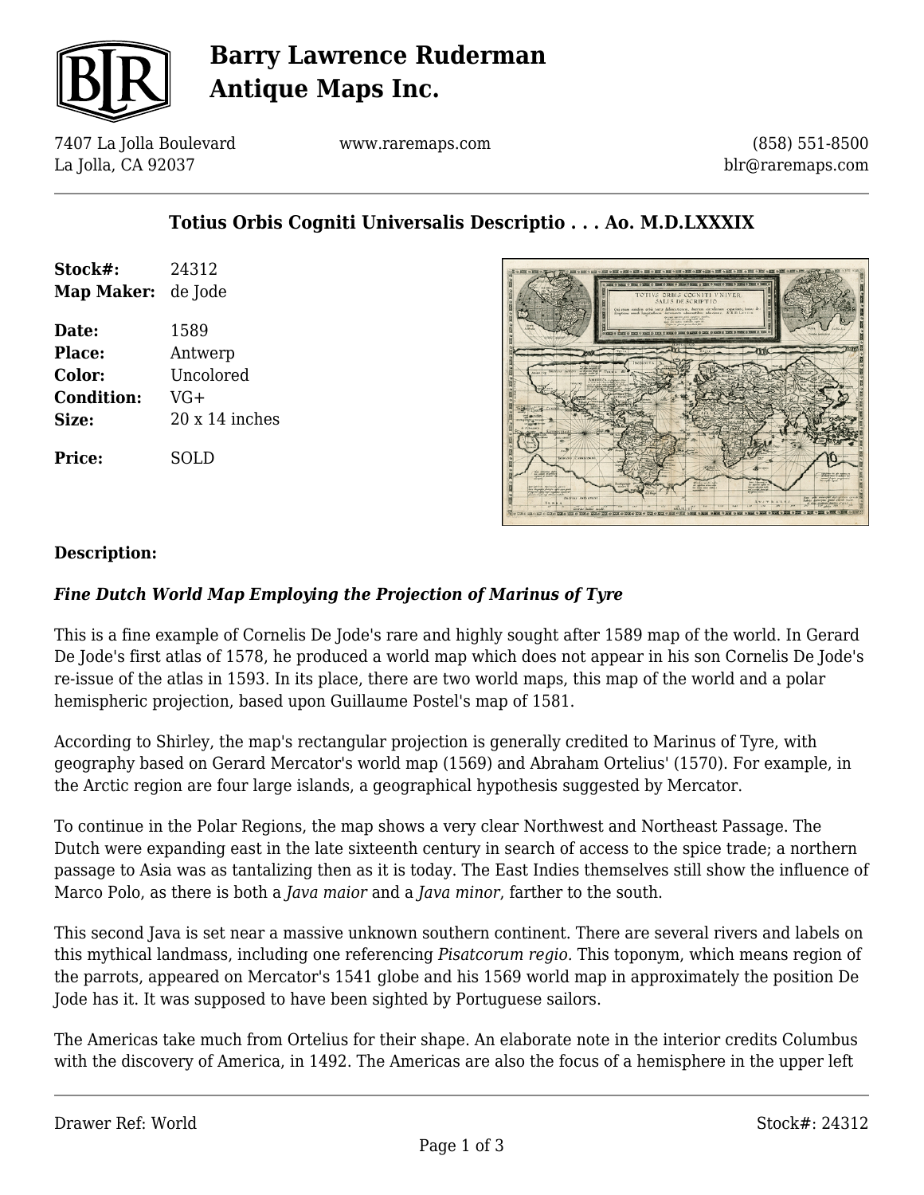# Barry Lawrence Ruderman Antique Maps Inc.

7407 La Jolla Boulevard
La Jolla, CA 92037

www.raremaps.com

(858) 551-8500
blr@raremaps.com

## Totius Orbis Cogniti Universalis Descriptio . . . Ao. M.D.LXXXIX

**Stock#:** 24312
**Map Maker:** de Jode

**Date:** 1589
**Place:** Antwerp
**Color:** Uncolored
**Condition:** VG+
**Size:** 20 x 14 inches

**Price:** SOLD

**Description:**

***Fine Dutch World Map Employing the Projection of Marinus of Tyre***

This is a fine example of Cornelis De Jode's rare and highly sought after 1589 map of the world. In Gerard De Jode's first atlas of 1578, he produced a world map which does not appear in his son Cornelis De Jode's re-issue of the atlas in 1593. In its place, there are two world maps, this map of the world and a polar hemispheric projection, based upon Guillaume Postel's map of 1581.

According to Shirley, the map's rectangular projection is generally credited to Marinus of Tyre, with geography based on Gerard Mercator's world map (1569) and Abraham Ortelius' (1570). For example, in the Arctic region are four large islands, a geographical hypothesis suggested by Mercator.

To continue in the Polar Regions, the map shows a very clear Northwest and Northeast Passage. The Dutch were expanding east in the late sixteenth century in search of access to the spice trade; a northern passage to Asia was as tantalizing then as it is today. The East Indies themselves still show the influence of Marco Polo, as there is both a *Java maior* and a *Java minor*, farther to the south.

This second Java is set near a massive unknown southern continent. There are several rivers and labels on this mythical landmass, including one referencing *Pisatcorum regio*. This toponym, which means region of the parrots, appeared on Mercator's 1541 globe and his 1569 world map in approximately the position De Jode has it. It was supposed to have been sighted by Portuguese sailors.

The Americas take much from Ortelius for their shape. An elaborate note in the interior credits Columbus with the discovery of America, in 1492. The Americas are also the focus of a hemisphere in the upper left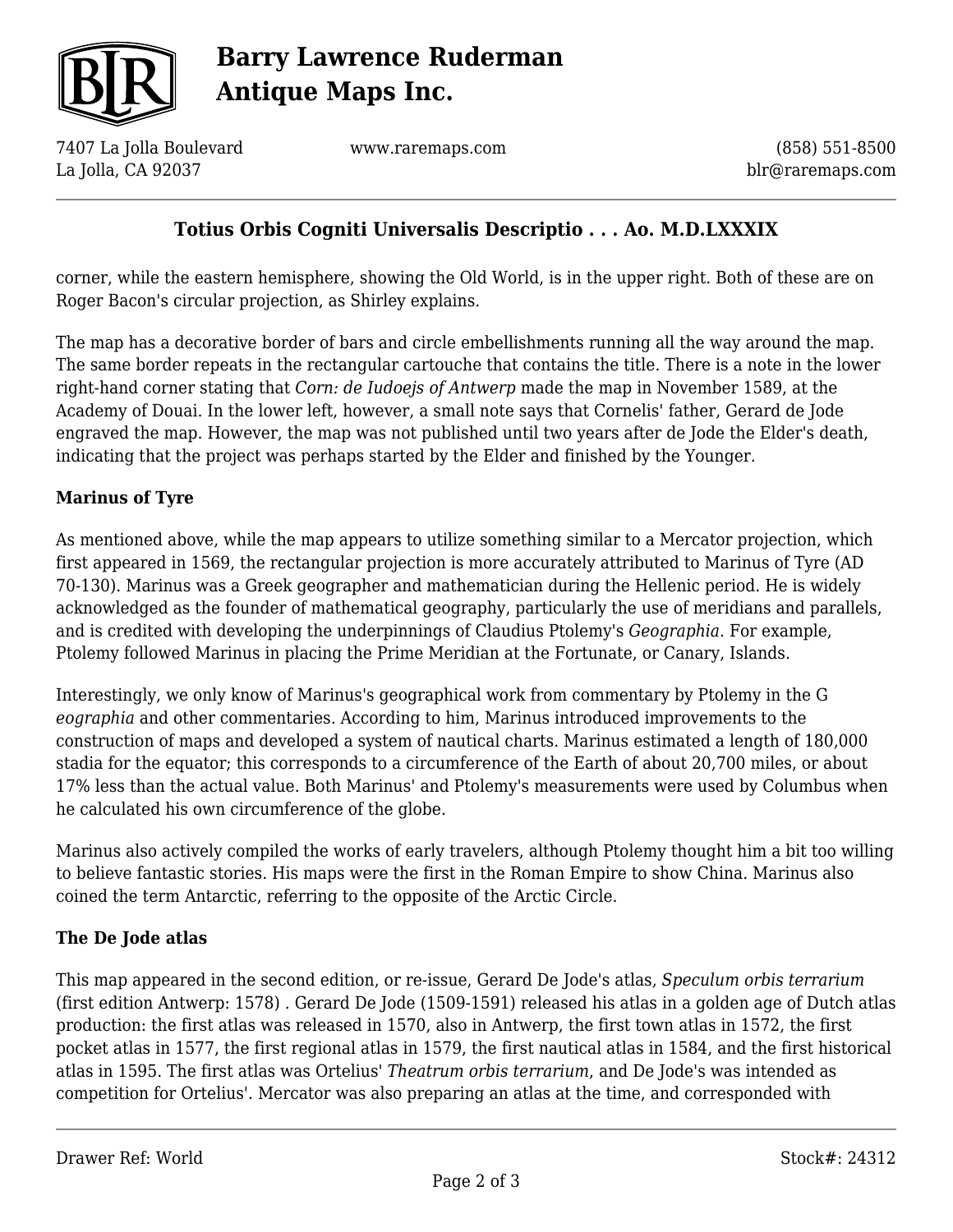corner, while the eastern hemisphere, showing the Old World, is in the upper right. Both of these are on Roger Bacon's circular projection, as Shirley explains.

The map has a decorative border of bars and circle embellishments running all the way around the map. The same border repeats in the rectangular cartouche that contains the title. There is a note in the lower right-hand corner stating that *Corn: de Iudoejs of Antwerp* made the map in November 1589, at the Academy of Douai. In the lower left, however, a small note says that Cornelis' father, Gerard de Jode engraved the map. However, the map was not published until two years after de Jode the Elder's death, indicating that the project was perhaps started by the Elder and finished by the Younger.

**Marinus of Tyre**

As mentioned above, while the map appears to utilize something similar to a Mercator projection, which first appeared in 1569, the rectangular projection is more accurately attributed to Marinus of Tyre (AD 70-130). Marinus was a Greek geographer and mathematician during the Hellenic period. He is widely acknowledged as the founder of mathematical geography, particularly the use of meridians and parallels, and is credited with developing the underpinnings of Claudius Ptolemy's *Geographia*. For example, Ptolemy followed Marinus in placing the Prime Meridian at the Fortunate, or Canary, Islands.

Interestingly, we only know of Marinus's geographical work from commentary by Ptolemy in the G *eographia* and other commentaries. According to him, Marinus introduced improvements to the construction of maps and developed a system of nautical charts. Marinus estimated a length of 180,000 stadia for the equator; this corresponds to a circumference of the Earth of about 20,700 miles, or about 17% less than the actual value. Both Marinus' and Ptolemy's measurements were used by Columbus when he calculated his own circumference of the globe.

Marinus also actively compiled the works of early travelers, although Ptolemy thought him a bit too willing to believe fantastic stories. His maps were the first in the Roman Empire to show China. Marinus also coined the term Antarctic, referring to the opposite of the Arctic Circle.

**The De Jode atlas**

This map appeared in the second edition, or re-issue, Gerard De Jode's atlas, *Speculum orbis terrarium* (first edition Antwerp: 1578) . Gerard De Jode (1509-1591) released his atlas in a golden age of Dutch atlas production: the first atlas was released in 1570, also in Antwerp, the first town atlas in 1572, the first pocket atlas in 1577, the first regional atlas in 1579, the first nautical atlas in 1584, and the first historical atlas in 1595. The first atlas was Ortelius' *Theatrum orbis terrarium*, and De Jode's was intended as competition for Ortelius'. Mercator was also preparing an atlas at the time, and corresponded with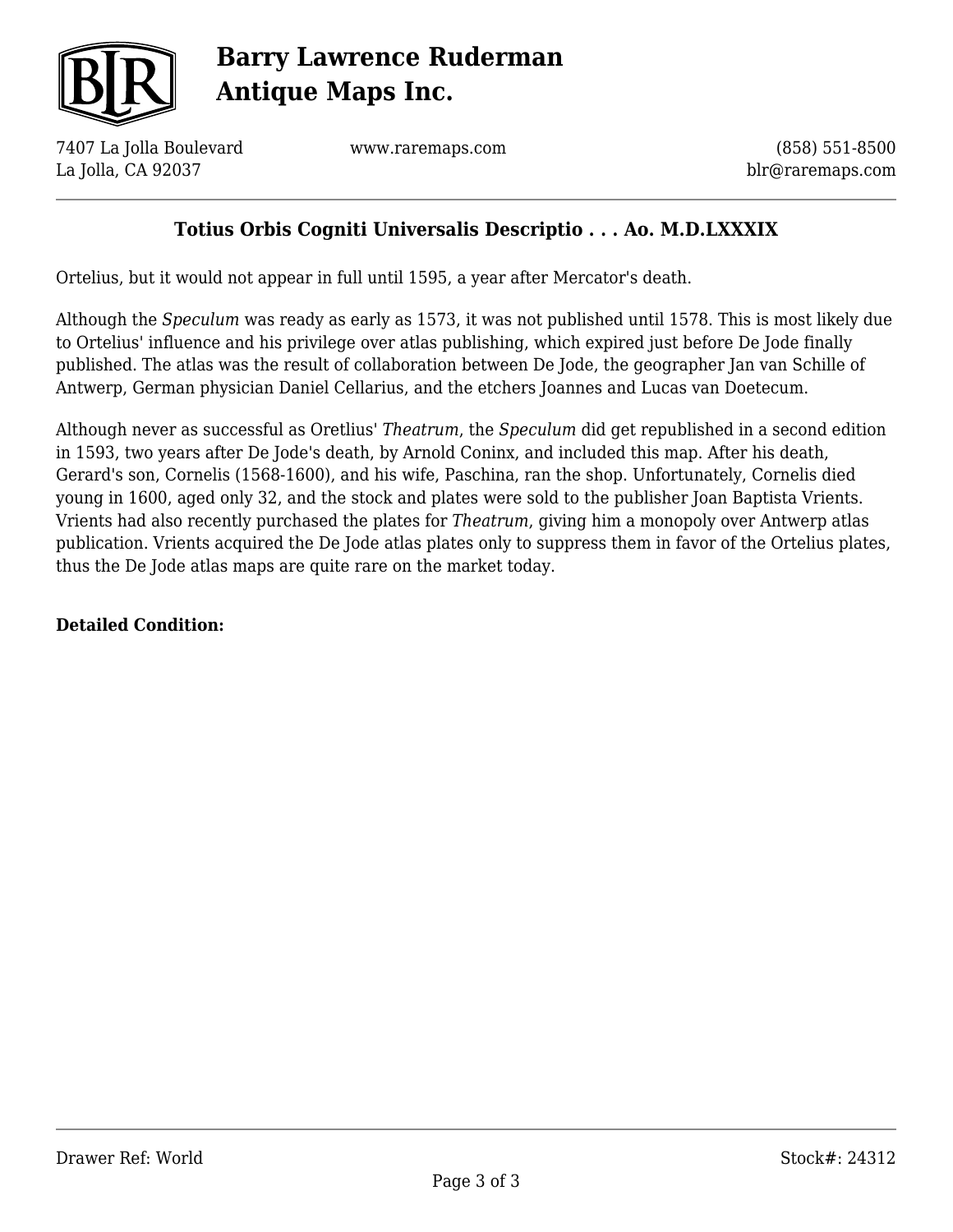## Totius Orbis Cogniti Universalis Descriptio . . . Ao. M.D.LXXXIX

Ortelius, but it would not appear in full until 1595, a year after Mercator's death.

Although the *Speculum* was ready as early as 1573, it was not published until 1578. This is most likely due to Ortelius' influence and his privilege over atlas publishing, which expired just before De Jode finally published. The atlas was the result of collaboration between De Jode, the geographer Jan van Schille of Antwerp, German physician Daniel Cellarius, and the etchers Joannes and Lucas van Doetecum.

Although never as successful as Oretlius' *Theatrum*, the *Speculum* did get republished in a second edition in 1593, two years after De Jode's death, by Arnold Coninx, and included this map. After his death, Gerard's son, Cornelis (1568-1600), and his wife, Paschina, ran the shop. Unfortunately, Cornelis died young in 1600, aged only 32, and the stock and plates were sold to the publisher Joan Baptista Vrients. Vrients had also recently purchased the plates for *Theatrum*, giving him a monopoly over Antwerp atlas publication. Vrients acquired the De Jode atlas plates only to suppress them in favor of the Ortelius plates, thus the De Jode atlas maps are quite rare on the market today.

**Detailed Condition:**